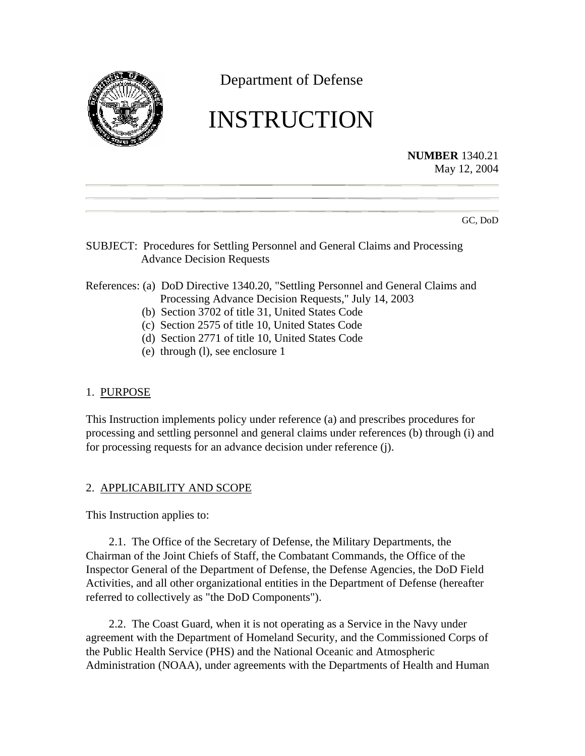Department of Defense

# INSTRUCTION

**NUMBER** 1340.21
May 12, 2004

GC, DoD

SUBJECT: Procedures for Settling Personnel and General Claims and Processing Advance Decision Requests

References: (a) DoD Directive 1340.20, "Settling Personnel and General Claims and Processing Advance Decision Requests," July 14, 2003
(b) Section 3702 of title 31, United States Code
(c) Section 2575 of title 10, United States Code
(d) Section 2771 of title 10, United States Code
(e) through (l), see enclosure 1

## 1. PURPOSE

This Instruction implements policy under reference (a) and prescribes procedures for processing and settling personnel and general claims under references (b) through (i) and for processing requests for an advance decision under reference (j).

## 2. APPLICABILITY AND SCOPE

This Instruction applies to:

2.1. The Office of the Secretary of Defense, the Military Departments, the Chairman of the Joint Chiefs of Staff, the Combatant Commands, the Office of the Inspector General of the Department of Defense, the Defense Agencies, the DoD Field Activities, and all other organizational entities in the Department of Defense (hereafter referred to collectively as "the DoD Components").

2.2. The Coast Guard, when it is not operating as a Service in the Navy under agreement with the Department of Homeland Security, and the Commissioned Corps of the Public Health Service (PHS) and the National Oceanic and Atmospheric Administration (NOAA), under agreements with the Departments of Health and Human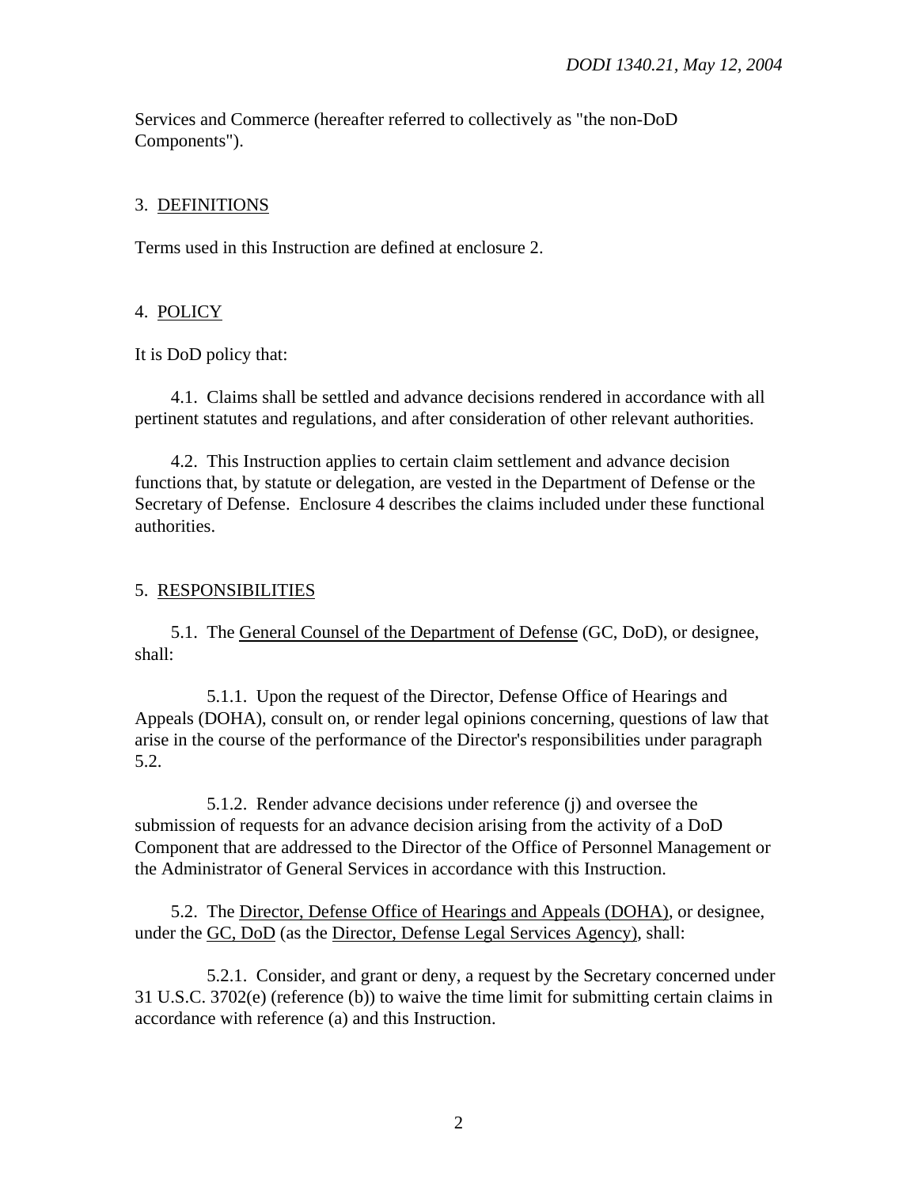Services and Commerce (hereafter referred to collectively as "the non-DoD Components").

## 3. DEFINITIONS

Terms used in this Instruction are defined at enclosure 2.

## 4. POLICY

It is DoD policy that:

4.1. Claims shall be settled and advance decisions rendered in accordance with all pertinent statutes and regulations, and after consideration of other relevant authorities.

4.2. This Instruction applies to certain claim settlement and advance decision functions that, by statute or delegation, are vested in the Department of Defense or the Secretary of Defense. Enclosure 4 describes the claims included under these functional authorities.

## 5. RESPONSIBILITIES

5.1. The General Counsel of the Department of Defense (GC, DoD), or designee, shall:

5.1.1. Upon the request of the Director, Defense Office of Hearings and Appeals (DOHA), consult on, or render legal opinions concerning, questions of law that arise in the course of the performance of the Director's responsibilities under paragraph 5.2.

5.1.2. Render advance decisions under reference (j) and oversee the submission of requests for an advance decision arising from the activity of a DoD Component that are addressed to the Director of the Office of Personnel Management or the Administrator of General Services in accordance with this Instruction.

5.2. The Director, Defense Office of Hearings and Appeals (DOHA), or designee, under the GC, DoD (as the Director, Defense Legal Services Agency), shall:

5.2.1. Consider, and grant or deny, a request by the Secretary concerned under 31 U.S.C. 3702(e) (reference (b)) to waive the time limit for submitting certain claims in accordance with reference (a) and this Instruction.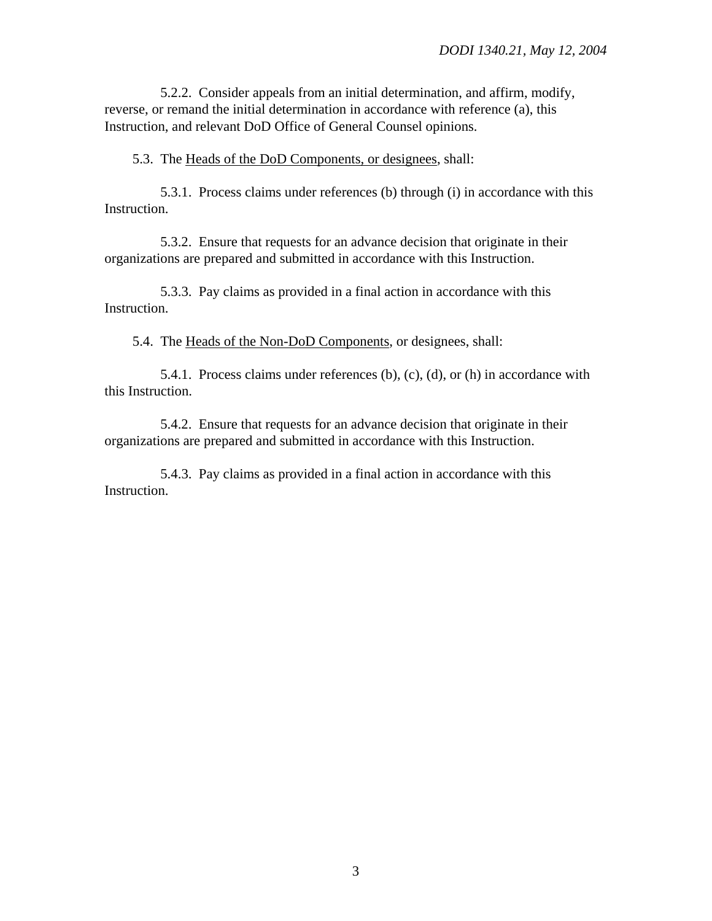5.2.2. Consider appeals from an initial determination, and affirm, modify, reverse, or remand the initial determination in accordance with reference (a), this Instruction, and relevant DoD Office of General Counsel opinions.

5.3. The Heads of the DoD Components, or designees, shall:

5.3.1. Process claims under references (b) through (i) in accordance with this Instruction.

5.3.2. Ensure that requests for an advance decision that originate in their organizations are prepared and submitted in accordance with this Instruction.

5.3.3. Pay claims as provided in a final action in accordance with this Instruction.

5.4. The Heads of the Non-DoD Components, or designees, shall:

5.4.1. Process claims under references (b), (c), (d), or (h) in accordance with this Instruction.

5.4.2. Ensure that requests for an advance decision that originate in their organizations are prepared and submitted in accordance with this Instruction.

5.4.3. Pay claims as provided in a final action in accordance with this Instruction.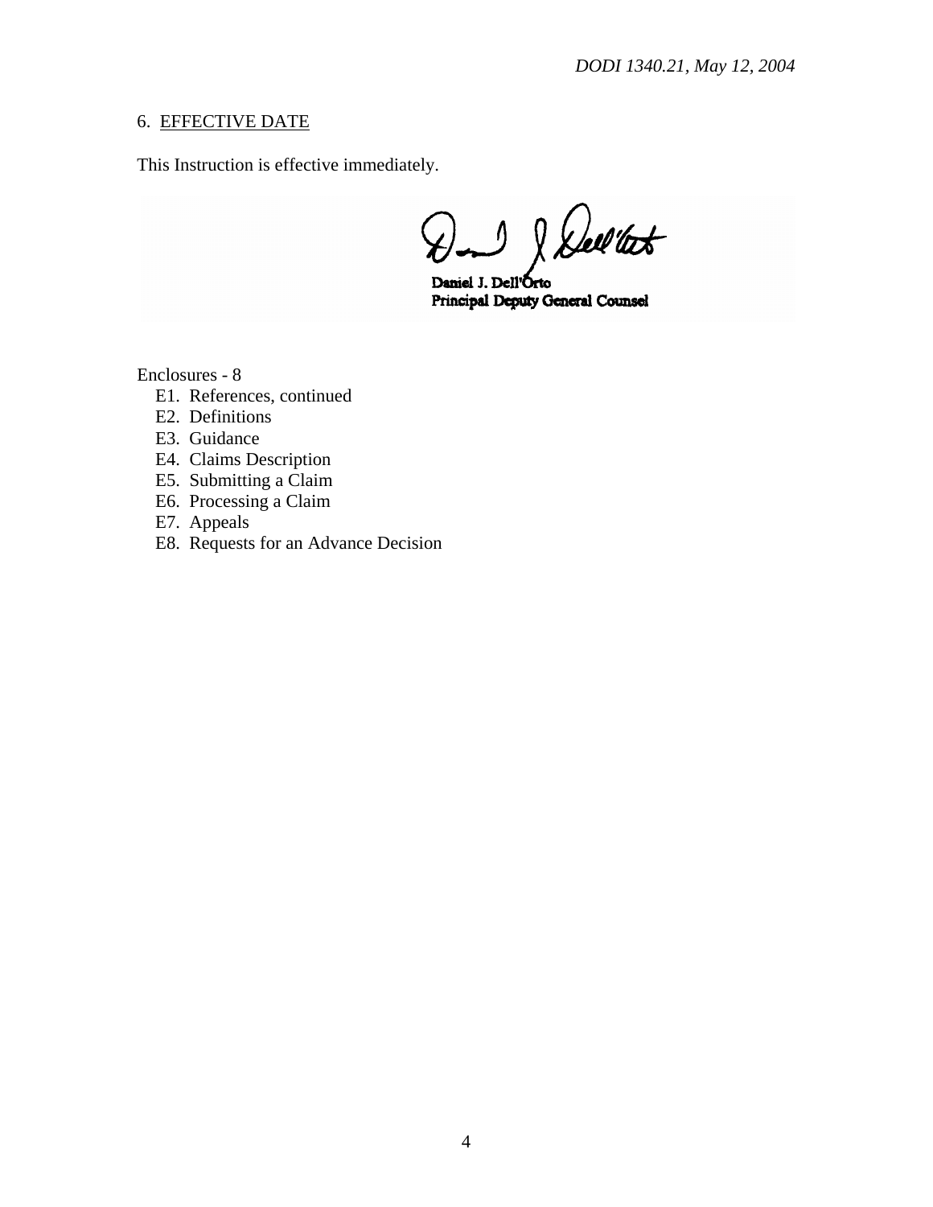## 6. EFFECTIVE DATE

This Instruction is effective immediately.

Daniel J. Dell'Orto
Principal Deputy General Counsel

Enclosures - 8

- E1. References, continued
- E2. Definitions
- E3. Guidance
- E4. Claims Description
- E5. Submitting a Claim
- E6. Processing a Claim
- E7. Appeals
- E8. Requests for an Advance Decision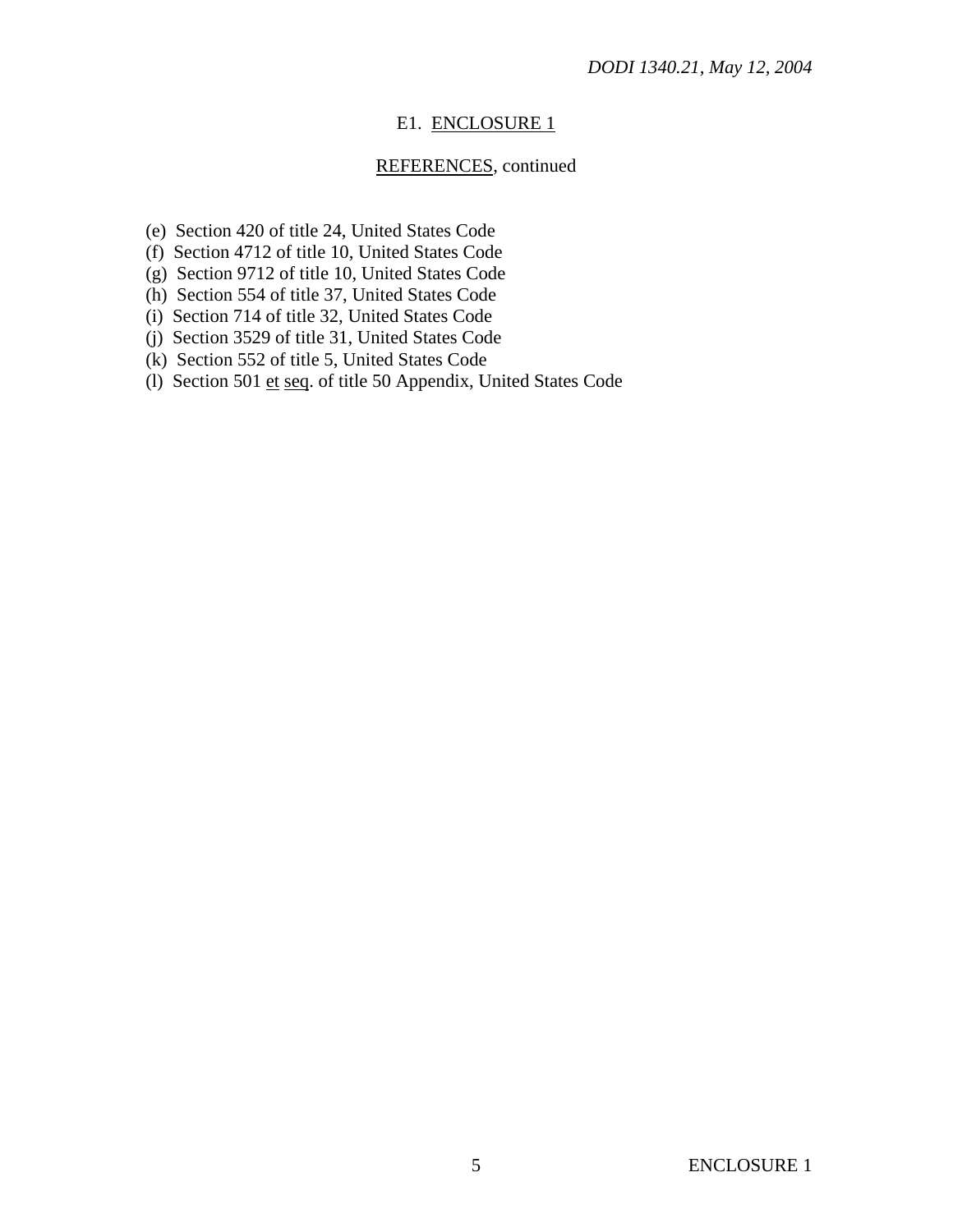## E1. ENCLOSURE 1

### REFERENCES, continued

(e) Section 420 of title 24, United States Code
(f) Section 4712 of title 10, United States Code
(g) Section 9712 of title 10, United States Code
(h) Section 554 of title 37, United States Code
(i) Section 714 of title 32, United States Code
(j) Section 3529 of title 31, United States Code
(k) Section 552 of title 5, United States Code
(l) Section 501 et seq. of title 50 Appendix, United States Code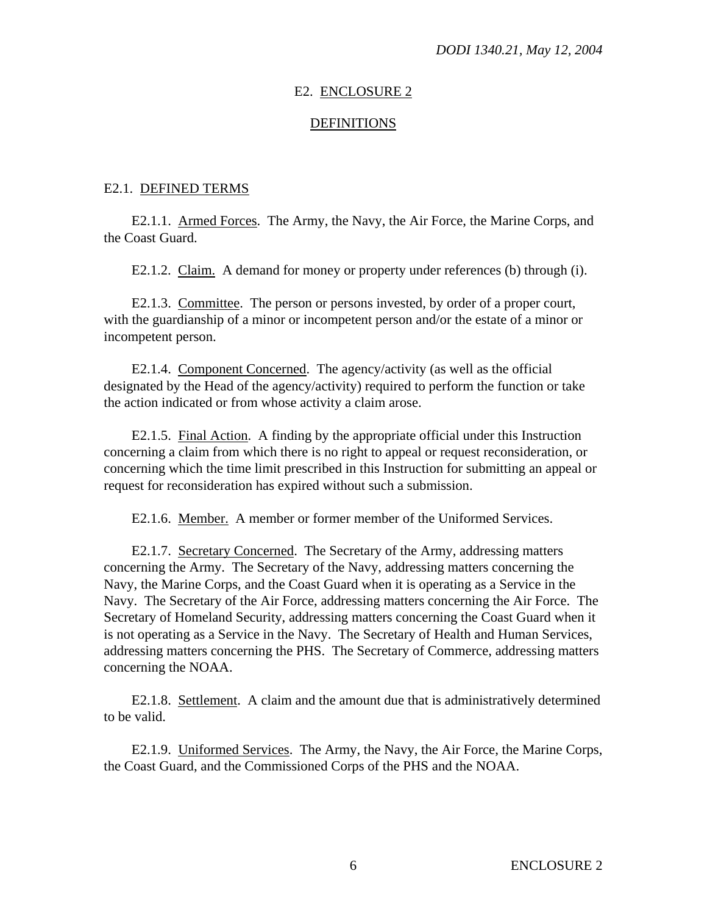# E2. ENCLOSURE 2

## DEFINITIONS

### E2.1. DEFINED TERMS

E2.1.1. Armed Forces. The Army, the Navy, the Air Force, the Marine Corps, and the Coast Guard.

E2.1.2. Claim. A demand for money or property under references (b) through (i).

E2.1.3. Committee. The person or persons invested, by order of a proper court, with the guardianship of a minor or incompetent person and/or the estate of a minor or incompetent person.

E2.1.4. Component Concerned. The agency/activity (as well as the official designated by the Head of the agency/activity) required to perform the function or take the action indicated or from whose activity a claim arose.

E2.1.5. Final Action. A finding by the appropriate official under this Instruction concerning a claim from which there is no right to appeal or request reconsideration, or concerning which the time limit prescribed in this Instruction for submitting an appeal or request for reconsideration has expired without such a submission.

E2.1.6. Member. A member or former member of the Uniformed Services.

E2.1.7. Secretary Concerned. The Secretary of the Army, addressing matters concerning the Army. The Secretary of the Navy, addressing matters concerning the Navy, the Marine Corps, and the Coast Guard when it is operating as a Service in the Navy. The Secretary of the Air Force, addressing matters concerning the Air Force. The Secretary of Homeland Security, addressing matters concerning the Coast Guard when it is not operating as a Service in the Navy. The Secretary of Health and Human Services, addressing matters concerning the PHS. The Secretary of Commerce, addressing matters concerning the NOAA.

E2.1.8. Settlement. A claim and the amount due that is administratively determined to be valid.

E2.1.9. Uniformed Services. The Army, the Navy, the Air Force, the Marine Corps, the Coast Guard, and the Commissioned Corps of the PHS and the NOAA.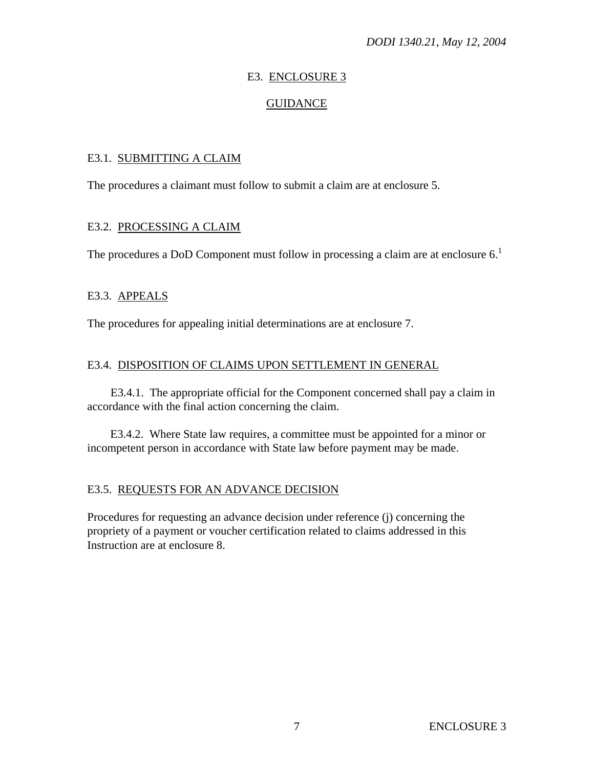# E3. ENCLOSURE 3

## GUIDANCE

### E3.1. SUBMITTING A CLAIM

The procedures a claimant must follow to submit a claim are at enclosure 5.

### E3.2. PROCESSING A CLAIM

The procedures a DoD Component must follow in processing a claim are at enclosure 6.[1]

### E3.3. APPEALS

The procedures for appealing initial determinations are at enclosure 7.

### E3.4. DISPOSITION OF CLAIMS UPON SETTLEMENT IN GENERAL

E3.4.1. The appropriate official for the Component concerned shall pay a claim in accordance with the final action concerning the claim.

E3.4.2. Where State law requires, a committee must be appointed for a minor or incompetent person in accordance with State law before payment may be made.

### E3.5. REQUESTS FOR AN ADVANCE DECISION

Procedures for requesting an advance decision under reference (j) concerning the propriety of a payment or voucher certification related to claims addressed in this Instruction are at enclosure 8.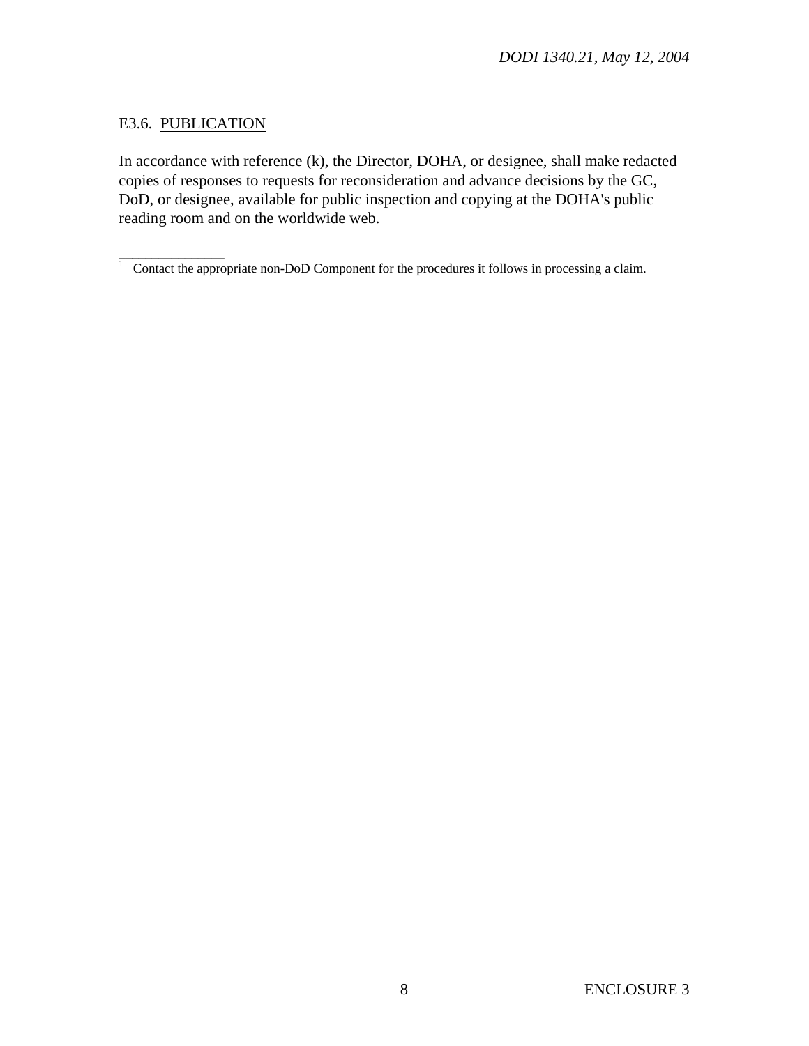E3.6. PUBLICATION

In accordance with reference (k), the Director, DOHA, or designee, shall make redacted copies of responses to requests for reconsideration and advance decisions by the GC, DoD, or designee, available for public inspection and copying at the DOHA's public reading room and on the worldwide web.

---

[1] Contact the appropriate non-DoD Component for the procedures it follows in processing a claim.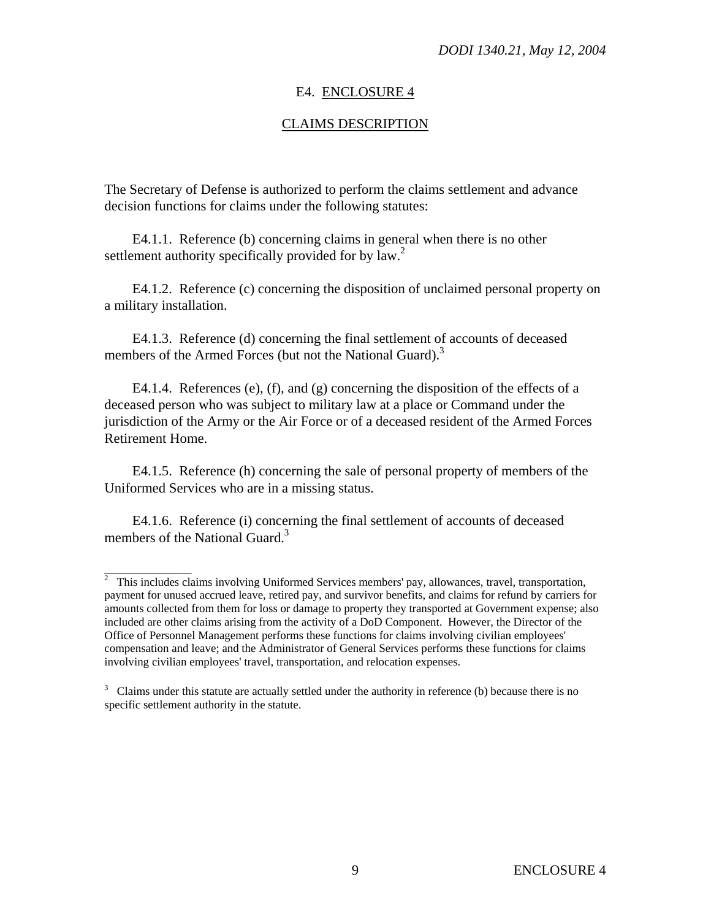# E4. ENCLOSURE 4

## CLAIMS DESCRIPTION

The Secretary of Defense is authorized to perform the claims settlement and advance decision functions for claims under the following statutes:

E4.1.1. Reference (b) concerning claims in general when there is no other settlement authority specifically provided for by law.[2]

E4.1.2. Reference (c) concerning the disposition of unclaimed personal property on a military installation.

E4.1.3. Reference (d) concerning the final settlement of accounts of deceased members of the Armed Forces (but not the National Guard).[3]

E4.1.4. References (e), (f), and (g) concerning the disposition of the effects of a deceased person who was subject to military law at a place or Command under the jurisdiction of the Army or the Air Force or of a deceased resident of the Armed Forces Retirement Home.

E4.1.5. Reference (h) concerning the sale of personal property of members of the Uniformed Services who are in a missing status.

E4.1.6. Reference (i) concerning the final settlement of accounts of deceased members of the National Guard.[3]

---

[2] This includes claims involving Uniformed Services members' pay, allowances, travel, transportation, payment for unused accrued leave, retired pay, and survivor benefits, and claims for refund by carriers for amounts collected from them for loss or damage to property they transported at Government expense; also included are other claims arising from the activity of a DoD Component. However, the Director of the Office of Personnel Management performs these functions for claims involving civilian employees' compensation and leave; and the Administrator of General Services performs these functions for claims involving civilian employees' travel, transportation, and relocation expenses.

[3] Claims under this statute are actually settled under the authority in reference (b) because there is no specific settlement authority in the statute.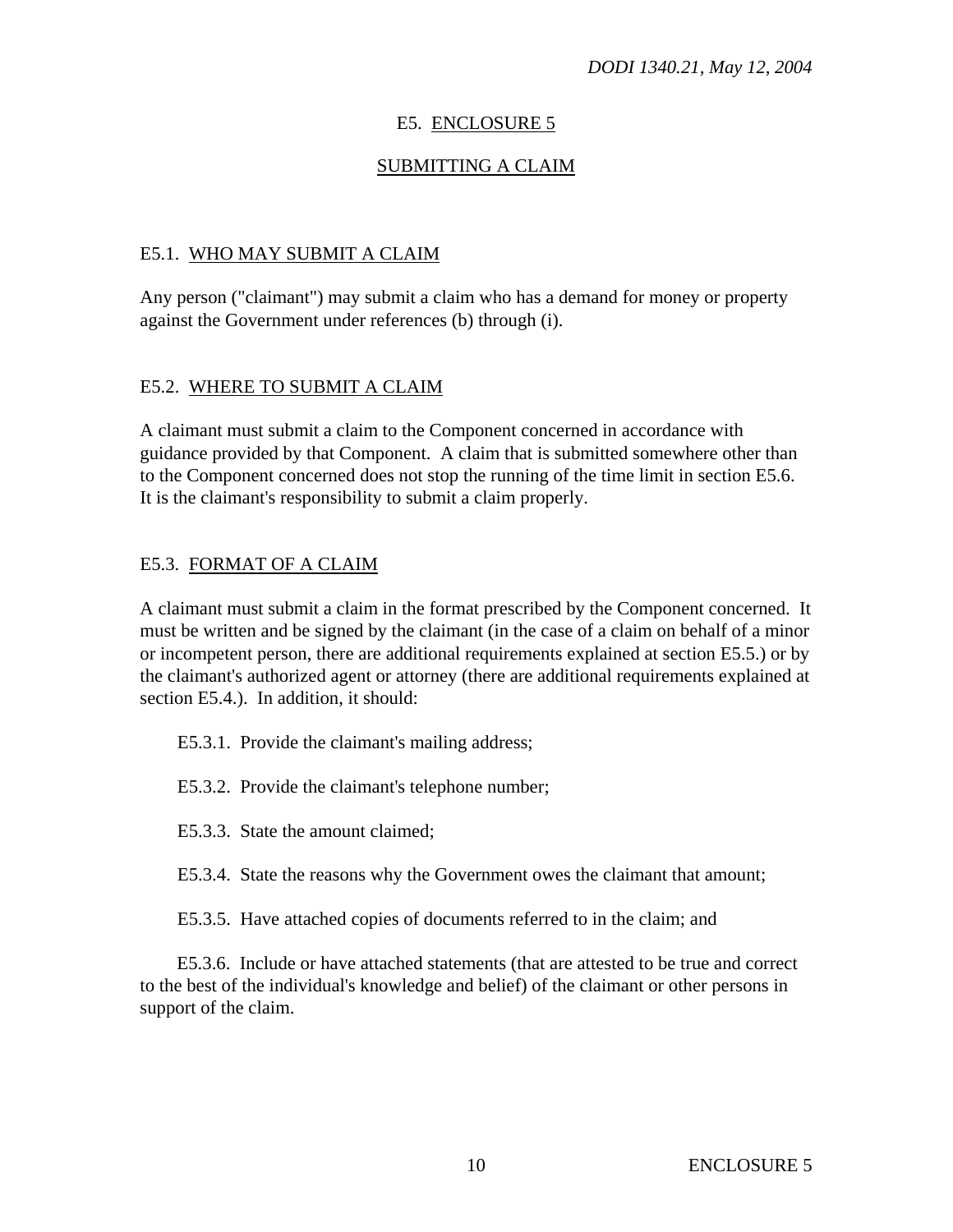# E5. ENCLOSURE 5

## SUBMITTING A CLAIM

### E5.1. WHO MAY SUBMIT A CLAIM

Any person ("claimant") may submit a claim who has a demand for money or property against the Government under references (b) through (i).

### E5.2. WHERE TO SUBMIT A CLAIM

A claimant must submit a claim to the Component concerned in accordance with guidance provided by that Component. A claim that is submitted somewhere other than to the Component concerned does not stop the running of the time limit in section E5.6. It is the claimant's responsibility to submit a claim properly.

### E5.3. FORMAT OF A CLAIM

A claimant must submit a claim in the format prescribed by the Component concerned. It must be written and be signed by the claimant (in the case of a claim on behalf of a minor or incompetent person, there are additional requirements explained at section E5.5.) or by the claimant's authorized agent or attorney (there are additional requirements explained at section E5.4.). In addition, it should:

E5.3.1. Provide the claimant's mailing address;

E5.3.2. Provide the claimant's telephone number;

E5.3.3. State the amount claimed;

E5.3.4. State the reasons why the Government owes the claimant that amount;

E5.3.5. Have attached copies of documents referred to in the claim; and

E5.3.6. Include or have attached statements (that are attested to be true and correct to the best of the individual's knowledge and belief) of the claimant or other persons in support of the claim.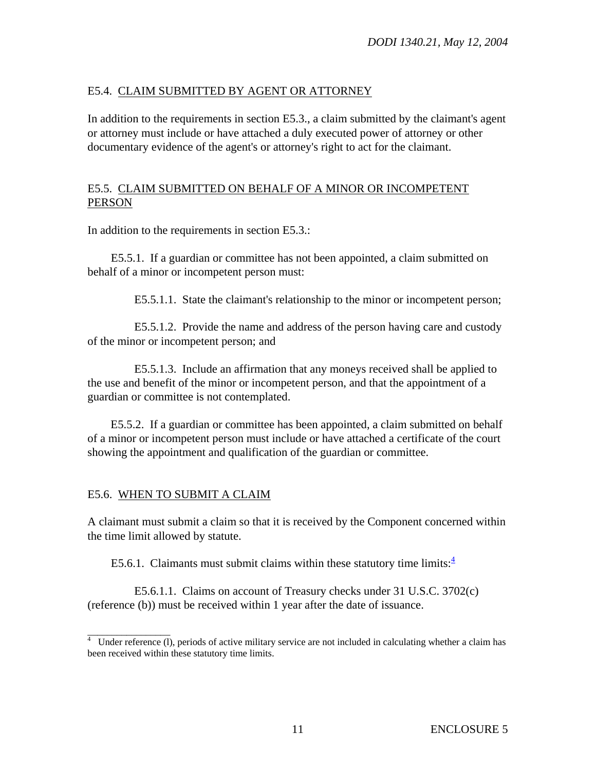## E5.4. CLAIM SUBMITTED BY AGENT OR ATTORNEY

In addition to the requirements in section E5.3., a claim submitted by the claimant's agent or attorney must include or have attached a duly executed power of attorney or other documentary evidence of the agent's or attorney's right to act for the claimant.

## E5.5. CLAIM SUBMITTED ON BEHALF OF A MINOR OR INCOMPETENT PERSON

In addition to the requirements in section E5.3.:

E5.5.1. If a guardian or committee has not been appointed, a claim submitted on behalf of a minor or incompetent person must:

E5.5.1.1. State the claimant's relationship to the minor or incompetent person;

E5.5.1.2. Provide the name and address of the person having care and custody of the minor or incompetent person; and

E5.5.1.3. Include an affirmation that any moneys received shall be applied to the use and benefit of the minor or incompetent person, and that the appointment of a guardian or committee is not contemplated.

E5.5.2. If a guardian or committee has been appointed, a claim submitted on behalf of a minor or incompetent person must include or have attached a certificate of the court showing the appointment and qualification of the guardian or committee.

## E5.6. WHEN TO SUBMIT A CLAIM

A claimant must submit a claim so that it is received by the Component concerned within the time limit allowed by statute.

E5.6.1. Claimants must submit claims within these statutory time limits:[4]

E5.6.1.1. Claims on account of Treasury checks under 31 U.S.C. 3702(c) (reference (b)) must be received within 1 year after the date of issuance.

---

[4] Under reference (l), periods of active military service are not included in calculating whether a claim has been received within these statutory time limits.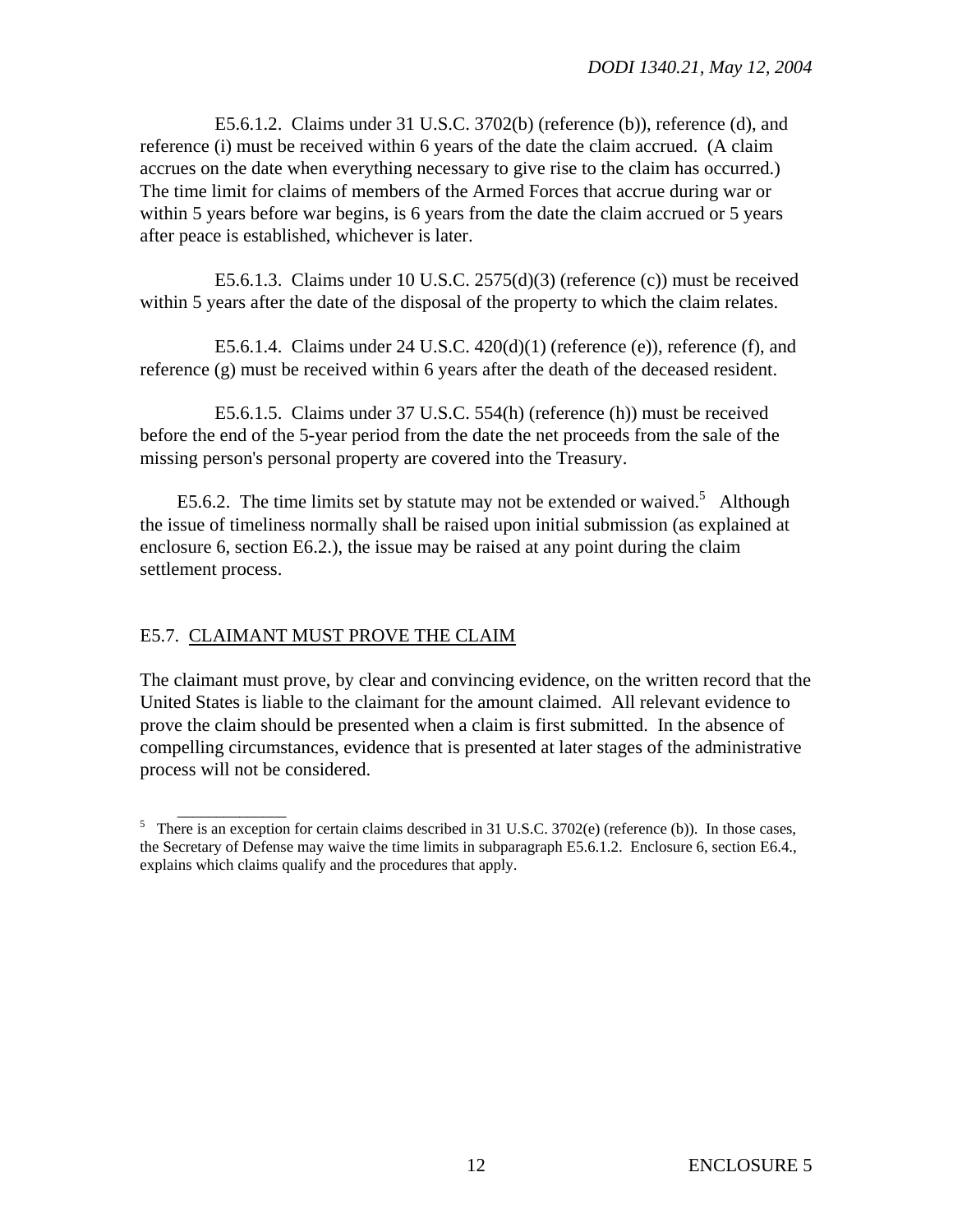E5.6.1.2. Claims under 31 U.S.C. 3702(b) (reference (b)), reference (d), and reference (i) must be received within 6 years of the date the claim accrued. (A claim accrues on the date when everything necessary to give rise to the claim has occurred.) The time limit for claims of members of the Armed Forces that accrue during war or within 5 years before war begins, is 6 years from the date the claim accrued or 5 years after peace is established, whichever is later.

E5.6.1.3. Claims under 10 U.S.C. 2575(d)(3) (reference (c)) must be received within 5 years after the date of the disposal of the property to which the claim relates.

E5.6.1.4. Claims under 24 U.S.C. 420(d)(1) (reference (e)), reference (f), and reference (g) must be received within 6 years after the death of the deceased resident.

E5.6.1.5. Claims under 37 U.S.C. 554(h) (reference (h)) must be received before the end of the 5-year period from the date the net proceeds from the sale of the missing person's personal property are covered into the Treasury.

E5.6.2. The time limits set by statute may not be extended or waived.[5] Although the issue of timeliness normally shall be raised upon initial submission (as explained at enclosure 6, section E6.2.), the issue may be raised at any point during the claim settlement process.

## E5.7. CLAIMANT MUST PROVE THE CLAIM

The claimant must prove, by clear and convincing evidence, on the written record that the United States is liable to the claimant for the amount claimed. All relevant evidence to prove the claim should be presented when a claim is first submitted. In the absence of compelling circumstances, evidence that is presented at later stages of the administrative process will not be considered.

---

[5] There is an exception for certain claims described in 31 U.S.C. 3702(e) (reference (b)). In those cases, the Secretary of Defense may waive the time limits in subparagraph E5.6.1.2. Enclosure 6, section E6.4., explains which claims qualify and the procedures that apply.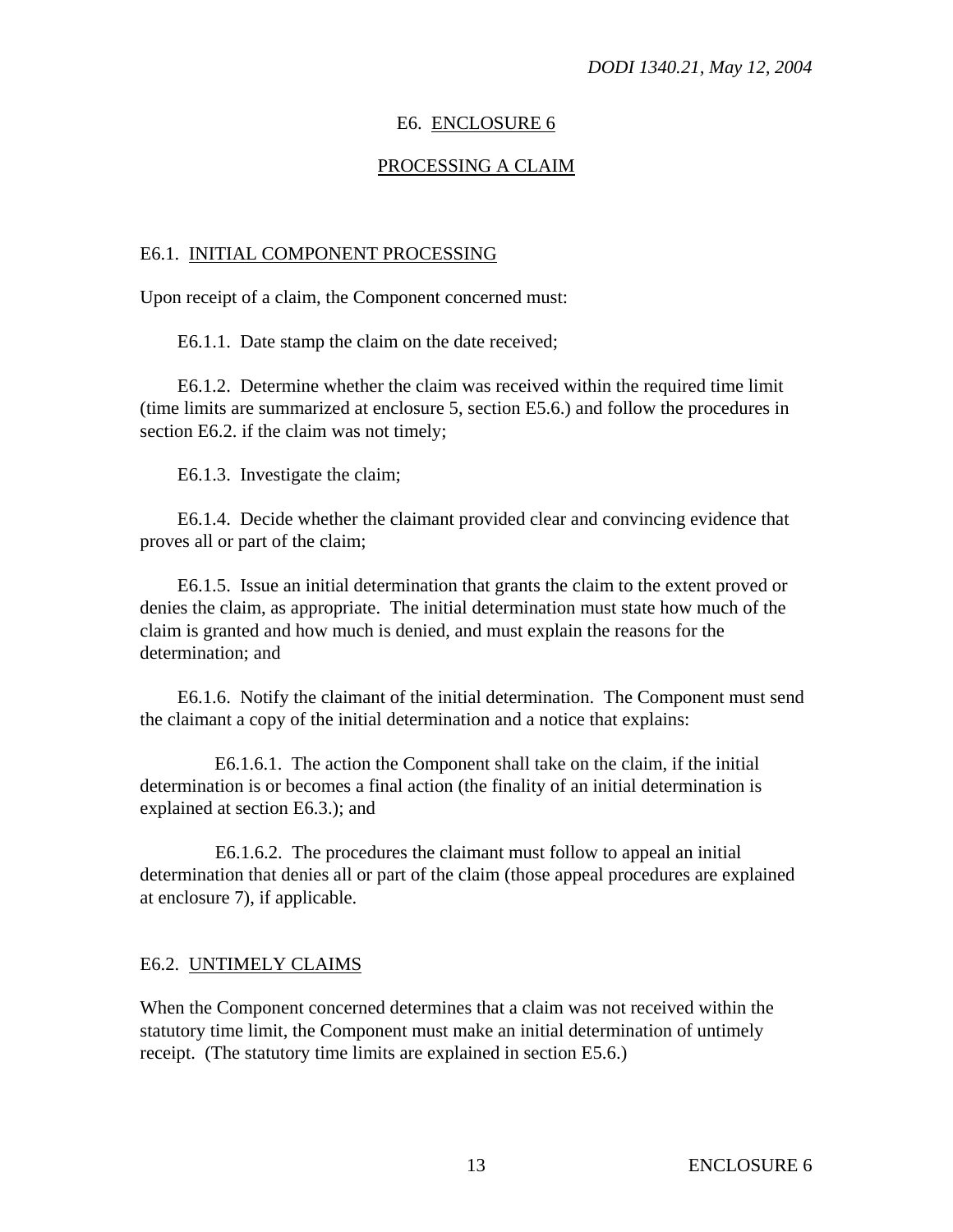# E6. ENCLOSURE 6

## PROCESSING A CLAIM

### E6.1. INITIAL COMPONENT PROCESSING

Upon receipt of a claim, the Component concerned must:

E6.1.1. Date stamp the claim on the date received;

E6.1.2. Determine whether the claim was received within the required time limit (time limits are summarized at enclosure 5, section E5.6.) and follow the procedures in section E6.2. if the claim was not timely;

E6.1.3. Investigate the claim;

E6.1.4. Decide whether the claimant provided clear and convincing evidence that proves all or part of the claim;

E6.1.5. Issue an initial determination that grants the claim to the extent proved or denies the claim, as appropriate. The initial determination must state how much of the claim is granted and how much is denied, and must explain the reasons for the determination; and

E6.1.6. Notify the claimant of the initial determination. The Component must send the claimant a copy of the initial determination and a notice that explains:

E6.1.6.1. The action the Component shall take on the claim, if the initial determination is or becomes a final action (the finality of an initial determination is explained at section E6.3.); and

E6.1.6.2. The procedures the claimant must follow to appeal an initial determination that denies all or part of the claim (those appeal procedures are explained at enclosure 7), if applicable.

### E6.2. UNTIMELY CLAIMS

When the Component concerned determines that a claim was not received within the statutory time limit, the Component must make an initial determination of untimely receipt. (The statutory time limits are explained in section E5.6.)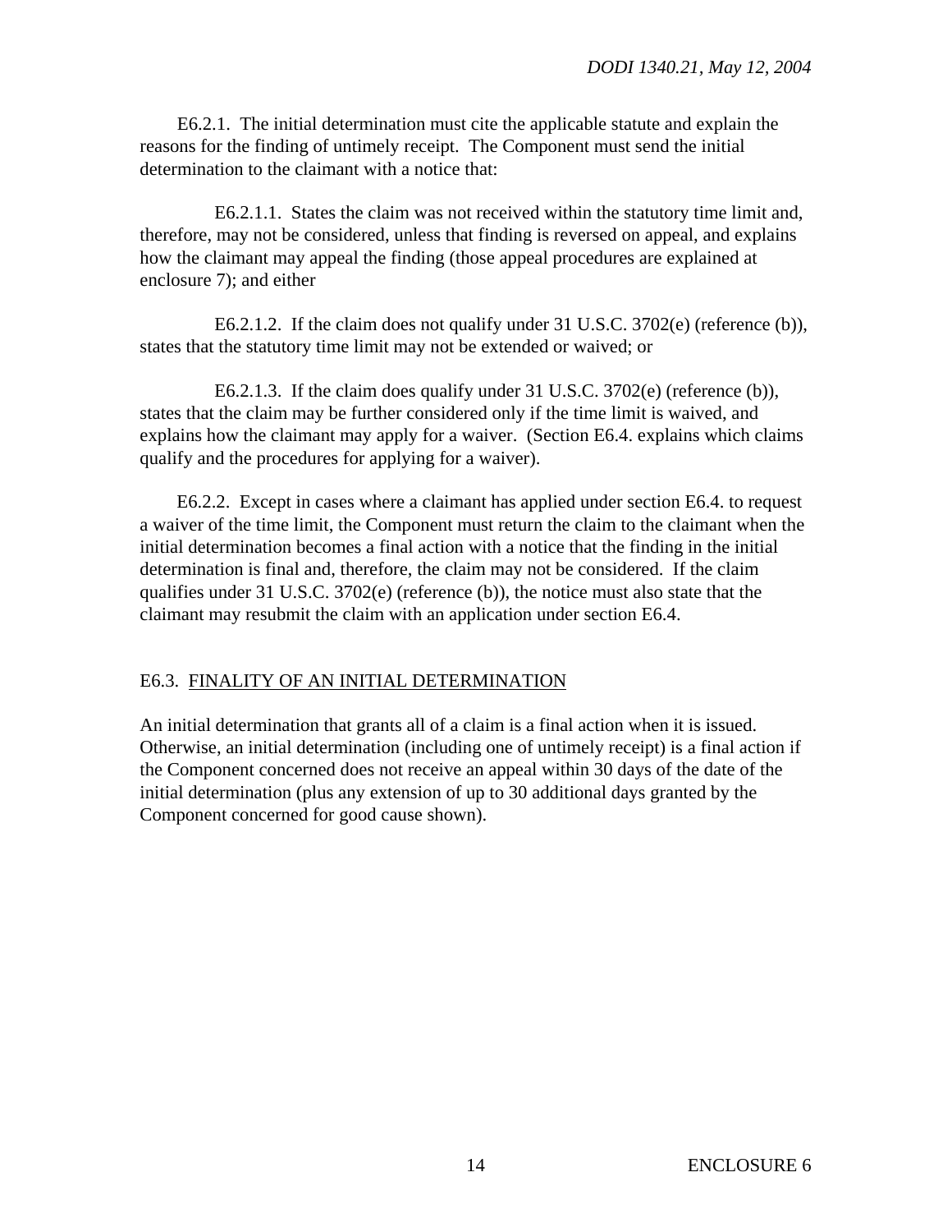E6.2.1. The initial determination must cite the applicable statute and explain the reasons for the finding of untimely receipt. The Component must send the initial determination to the claimant with a notice that:

E6.2.1.1. States the claim was not received within the statutory time limit and, therefore, may not be considered, unless that finding is reversed on appeal, and explains how the claimant may appeal the finding (those appeal procedures are explained at enclosure 7); and either

E6.2.1.2. If the claim does not qualify under 31 U.S.C. 3702(e) (reference (b)), states that the statutory time limit may not be extended or waived; or

E6.2.1.3. If the claim does qualify under 31 U.S.C. 3702(e) (reference (b)), states that the claim may be further considered only if the time limit is waived, and explains how the claimant may apply for a waiver. (Section E6.4. explains which claims qualify and the procedures for applying for a waiver).

E6.2.2. Except in cases where a claimant has applied under section E6.4. to request a waiver of the time limit, the Component must return the claim to the claimant when the initial determination becomes a final action with a notice that the finding in the initial determination is final and, therefore, the claim may not be considered. If the claim qualifies under 31 U.S.C. 3702(e) (reference (b)), the notice must also state that the claimant may resubmit the claim with an application under section E6.4.

## E6.3. FINALITY OF AN INITIAL DETERMINATION

An initial determination that grants all of a claim is a final action when it is issued. Otherwise, an initial determination (including one of untimely receipt) is a final action if the Component concerned does not receive an appeal within 30 days of the date of the initial determination (plus any extension of up to 30 additional days granted by the Component concerned for good cause shown).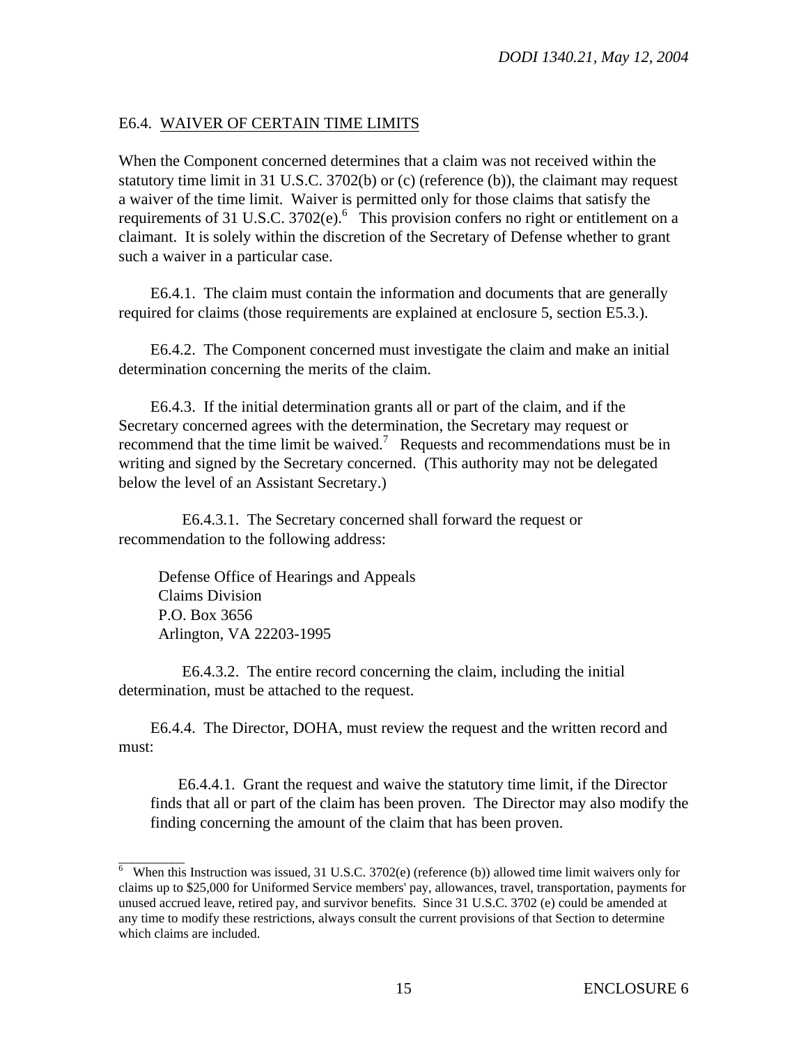## E6.4. WAIVER OF CERTAIN TIME LIMITS

When the Component concerned determines that a claim was not received within the statutory time limit in 31 U.S.C. 3702(b) or (c) (reference (b)), the claimant may request a waiver of the time limit. Waiver is permitted only for those claims that satisfy the requirements of 31 U.S.C. 3702(e).[6] This provision confers no right or entitlement on a claimant. It is solely within the discretion of the Secretary of Defense whether to grant such a waiver in a particular case.

E6.4.1. The claim must contain the information and documents that are generally required for claims (those requirements are explained at enclosure 5, section E5.3.).

E6.4.2. The Component concerned must investigate the claim and make an initial determination concerning the merits of the claim.

E6.4.3. If the initial determination grants all or part of the claim, and if the Secretary concerned agrees with the determination, the Secretary may request or recommend that the time limit be waived.[7] Requests and recommendations must be in writing and signed by the Secretary concerned. (This authority may not be delegated below the level of an Assistant Secretary.)

E6.4.3.1. The Secretary concerned shall forward the request or recommendation to the following address:

Defense Office of Hearings and Appeals
Claims Division
P.O. Box 3656
Arlington, VA 22203-1995

E6.4.3.2. The entire record concerning the claim, including the initial determination, must be attached to the request.

E6.4.4. The Director, DOHA, must review the request and the written record and must:

E6.4.4.1. Grant the request and waive the statutory time limit, if the Director finds that all or part of the claim has been proven. The Director may also modify the finding concerning the amount of the claim that has been proven.

---

[6] When this Instruction was issued, 31 U.S.C. 3702(e) (reference (b)) allowed time limit waivers only for claims up to $25,000 for Uniformed Service members' pay, allowances, travel, transportation, payments for unused accrued leave, retired pay, and survivor benefits. Since 31 U.S.C. 3702 (e) could be amended at any time to modify these restrictions, always consult the current provisions of that Section to determine which claims are included.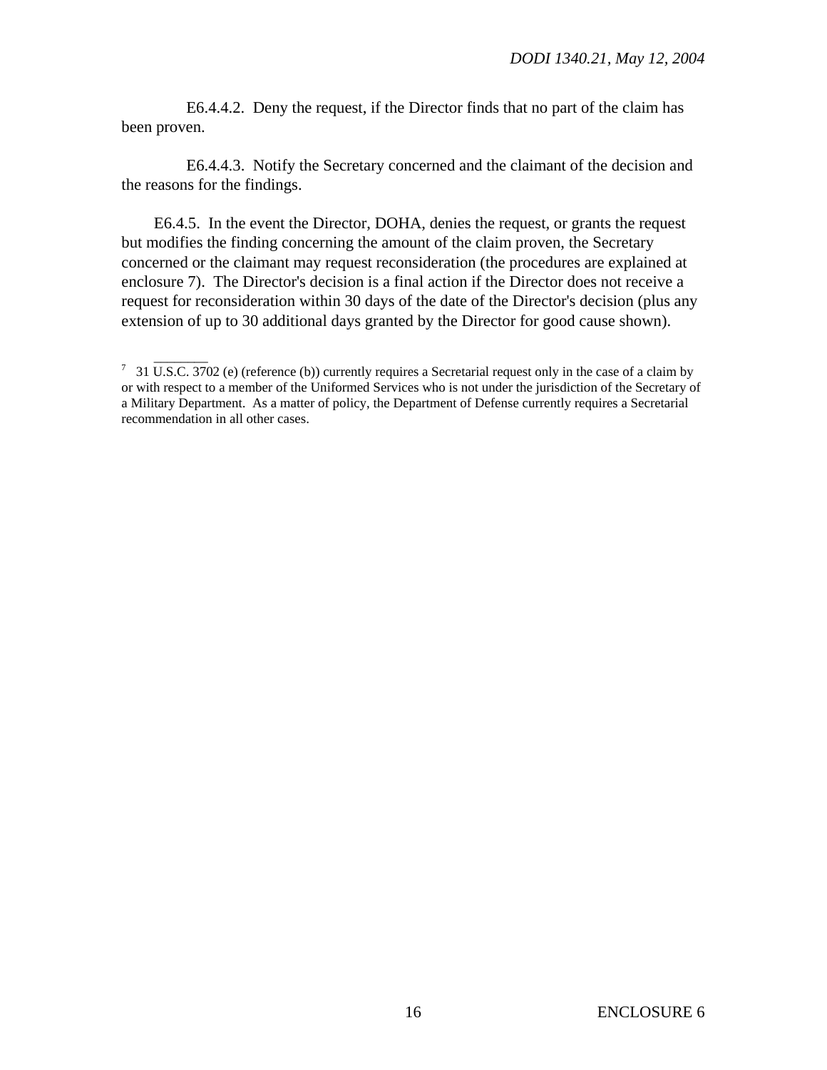E6.4.4.2. Deny the request, if the Director finds that no part of the claim has been proven.

E6.4.4.3. Notify the Secretary concerned and the claimant of the decision and the reasons for the findings.

E6.4.5. In the event the Director, DOHA, denies the request, or grants the request but modifies the finding concerning the amount of the claim proven, the Secretary concerned or the claimant may request reconsideration (the procedures are explained at enclosure 7). The Director's decision is a final action if the Director does not receive a request for reconsideration within 30 days of the date of the Director's decision (plus any extension of up to 30 additional days granted by the Director for good cause shown).

---

[7] 31 U.S.C. 3702 (e) (reference (b)) currently requires a Secretarial request only in the case of a claim by or with respect to a member of the Uniformed Services who is not under the jurisdiction of the Secretary of a Military Department. As a matter of policy, the Department of Defense currently requires a Secretarial recommendation in all other cases.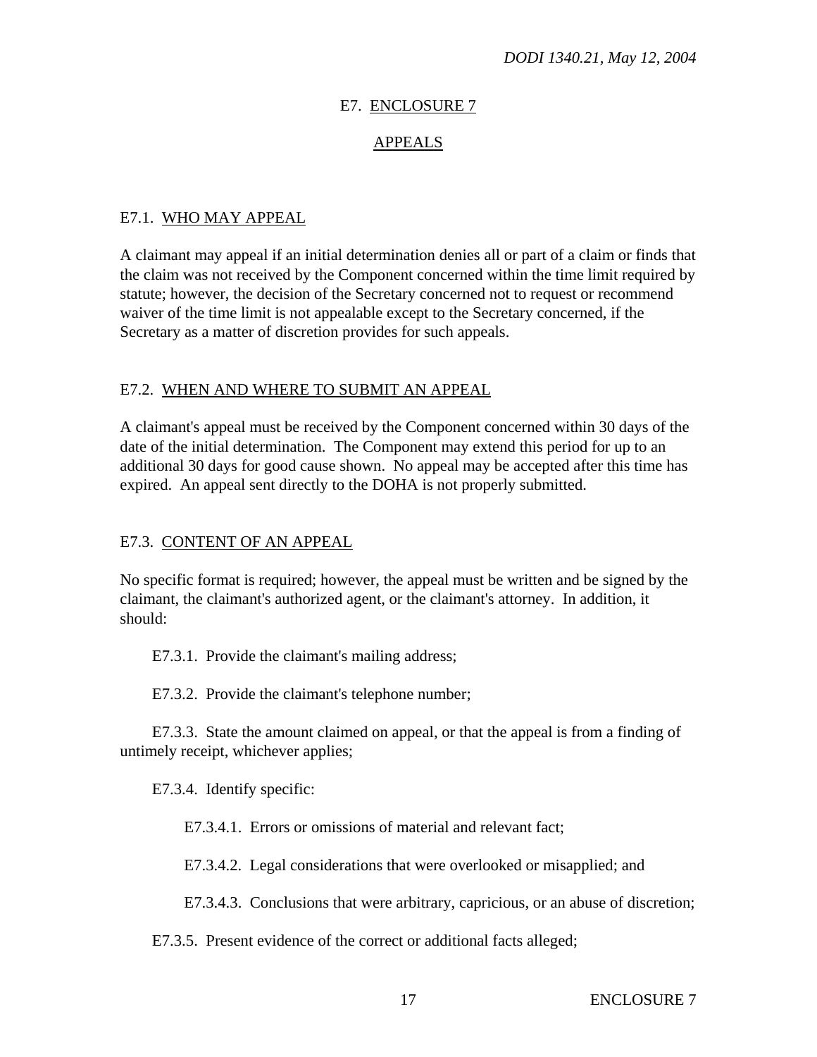# E7. ENCLOSURE 7

## APPEALS

### E7.1. WHO MAY APPEAL

A claimant may appeal if an initial determination denies all or part of a claim or finds that the claim was not received by the Component concerned within the time limit required by statute; however, the decision of the Secretary concerned not to request or recommend waiver of the time limit is not appealable except to the Secretary concerned, if the Secretary as a matter of discretion provides for such appeals.

### E7.2. WHEN AND WHERE TO SUBMIT AN APPEAL

A claimant's appeal must be received by the Component concerned within 30 days of the date of the initial determination. The Component may extend this period for up to an additional 30 days for good cause shown. No appeal may be accepted after this time has expired. An appeal sent directly to the DOHA is not properly submitted.

### E7.3. CONTENT OF AN APPEAL

No specific format is required; however, the appeal must be written and be signed by the claimant, the claimant's authorized agent, or the claimant's attorney. In addition, it should:

E7.3.1. Provide the claimant's mailing address;

E7.3.2. Provide the claimant's telephone number;

E7.3.3. State the amount claimed on appeal, or that the appeal is from a finding of untimely receipt, whichever applies;

E7.3.4. Identify specific:

E7.3.4.1. Errors or omissions of material and relevant fact;

E7.3.4.2. Legal considerations that were overlooked or misapplied; and

E7.3.4.3. Conclusions that were arbitrary, capricious, or an abuse of discretion;

E7.3.5. Present evidence of the correct or additional facts alleged;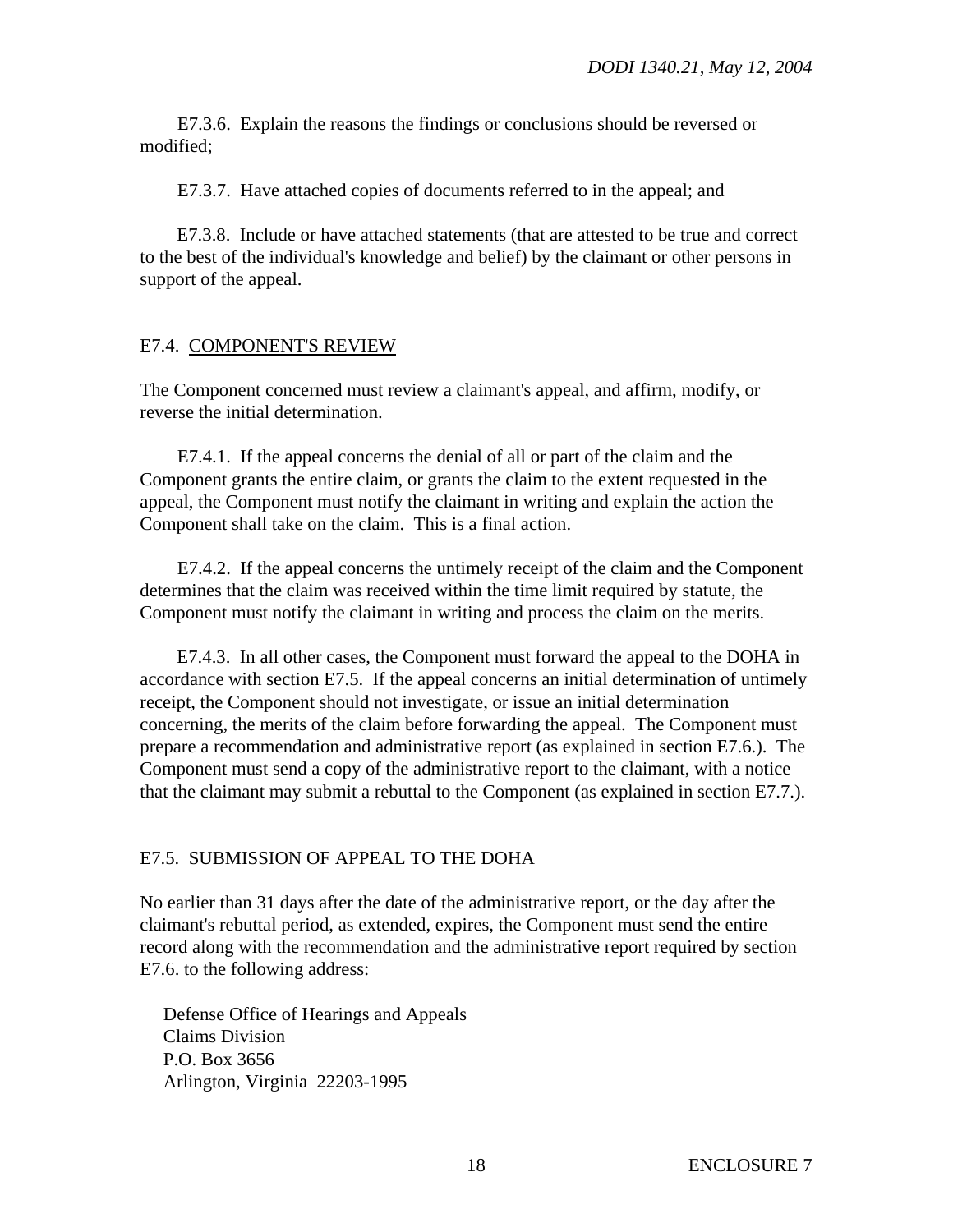E7.3.6. Explain the reasons the findings or conclusions should be reversed or modified;

E7.3.7. Have attached copies of documents referred to in the appeal; and

E7.3.8. Include or have attached statements (that are attested to be true and correct to the best of the individual's knowledge and belief) by the claimant or other persons in support of the appeal.

## E7.4. COMPONENT'S REVIEW

The Component concerned must review a claimant's appeal, and affirm, modify, or reverse the initial determination.

E7.4.1. If the appeal concerns the denial of all or part of the claim and the Component grants the entire claim, or grants the claim to the extent requested in the appeal, the Component must notify the claimant in writing and explain the action the Component shall take on the claim. This is a final action.

E7.4.2. If the appeal concerns the untimely receipt of the claim and the Component determines that the claim was received within the time limit required by statute, the Component must notify the claimant in writing and process the claim on the merits.

E7.4.3. In all other cases, the Component must forward the appeal to the DOHA in accordance with section E7.5. If the appeal concerns an initial determination of untimely receipt, the Component should not investigate, or issue an initial determination concerning, the merits of the claim before forwarding the appeal. The Component must prepare a recommendation and administrative report (as explained in section E7.6.). The Component must send a copy of the administrative report to the claimant, with a notice that the claimant may submit a rebuttal to the Component (as explained in section E7.7.).

## E7.5. SUBMISSION OF APPEAL TO THE DOHA

No earlier than 31 days after the date of the administrative report, or the day after the claimant's rebuttal period, as extended, expires, the Component must send the entire record along with the recommendation and the administrative report required by section E7.6. to the following address:

Defense Office of Hearings and Appeals  
Claims Division  
P.O. Box 3656  
Arlington, Virginia 22203-1995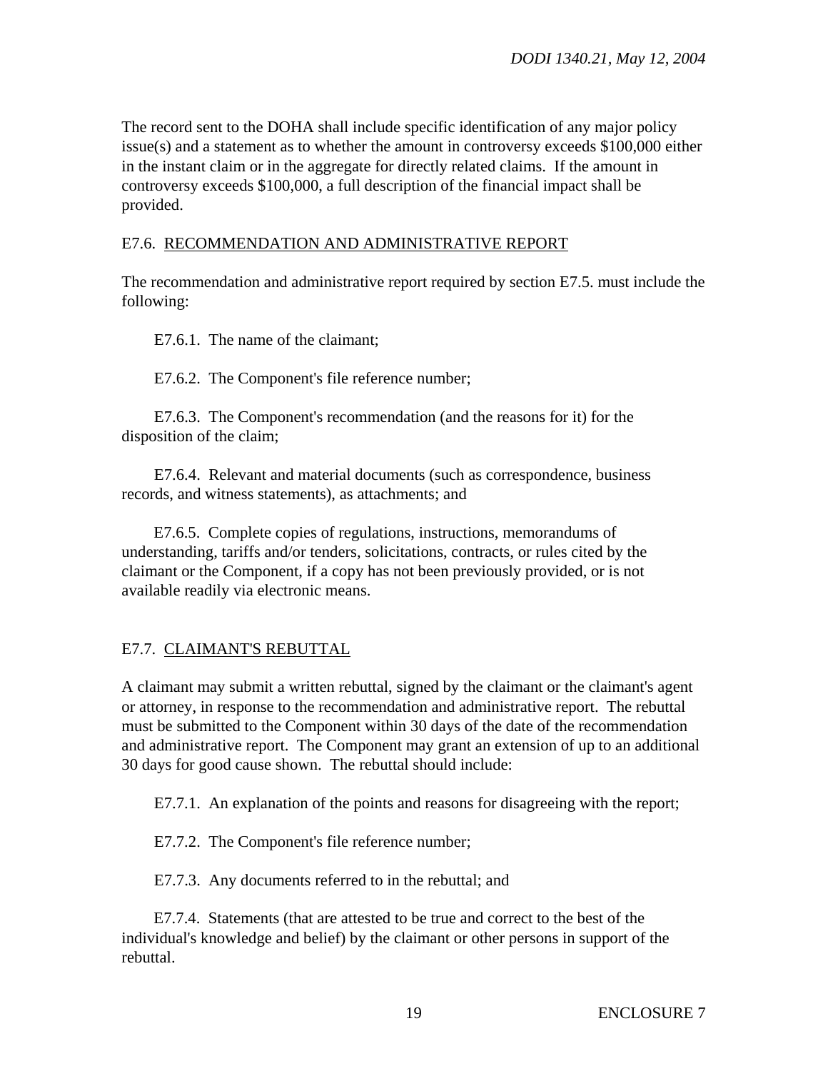The record sent to the DOHA shall include specific identification of any major policy issue(s) and a statement as to whether the amount in controversy exceeds $100,000 either in the instant claim or in the aggregate for directly related claims. If the amount in controversy exceeds $100,000, a full description of the financial impact shall be provided.

## E7.6. <u>RECOMMENDATION AND ADMINISTRATIVE REPORT</u>

The recommendation and administrative report required by section E7.5. must include the following:

E7.6.1. The name of the claimant;

E7.6.2. The Component's file reference number;

E7.6.3. The Component's recommendation (and the reasons for it) for the disposition of the claim;

E7.6.4. Relevant and material documents (such as correspondence, business records, and witness statements), as attachments; and

E7.6.5. Complete copies of regulations, instructions, memorandums of understanding, tariffs and/or tenders, solicitations, contracts, or rules cited by the claimant or the Component, if a copy has not been previously provided, or is not available readily via electronic means.

## E7.7. <u>CLAIMANT'S REBUTTAL</u>

A claimant may submit a written rebuttal, signed by the claimant or the claimant's agent or attorney, in response to the recommendation and administrative report. The rebuttal must be submitted to the Component within 30 days of the date of the recommendation and administrative report. The Component may grant an extension of up to an additional 30 days for good cause shown. The rebuttal should include:

E7.7.1. An explanation of the points and reasons for disagreeing with the report;

E7.7.2. The Component's file reference number;

E7.7.3. Any documents referred to in the rebuttal; and

E7.7.4. Statements (that are attested to be true and correct to the best of the individual's knowledge and belief) by the claimant or other persons in support of the rebuttal.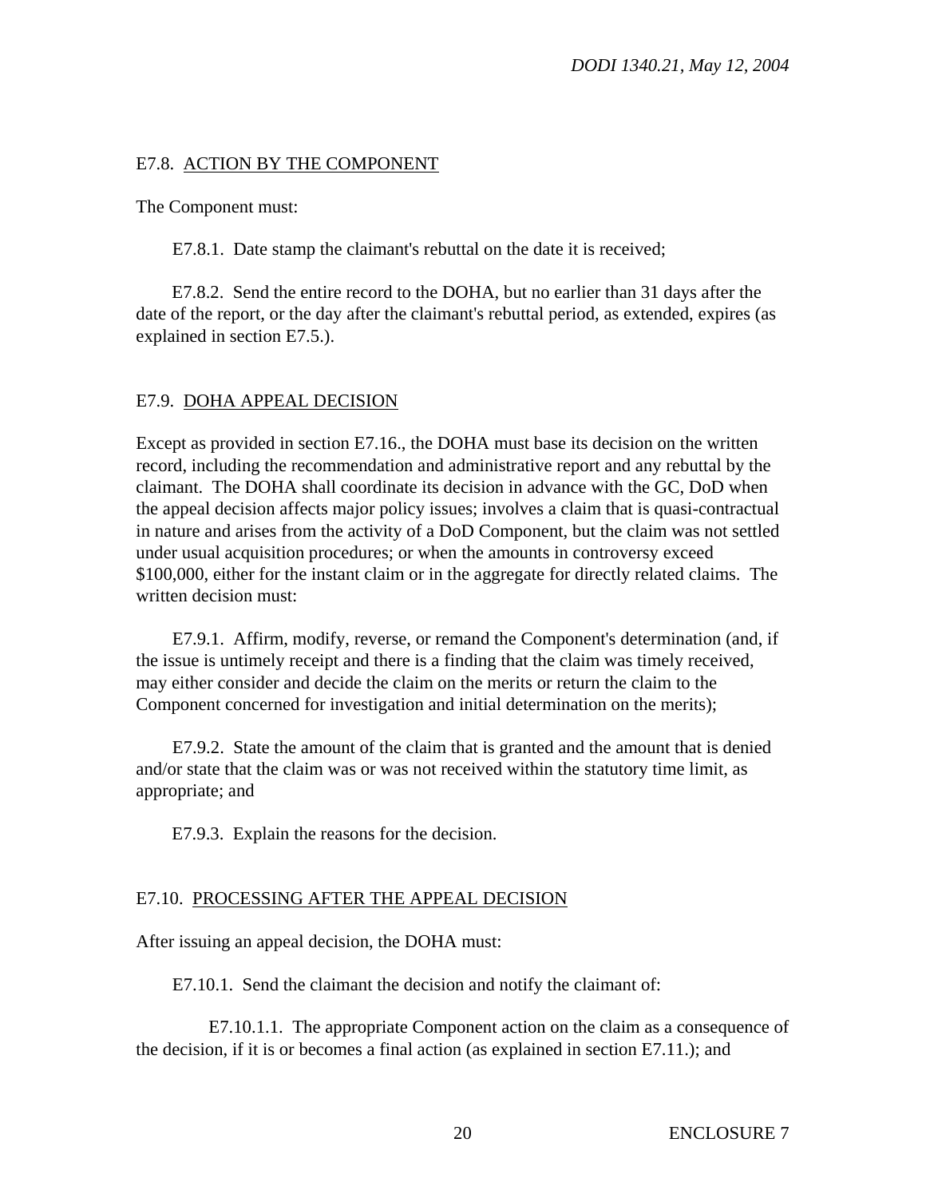## E7.8. ACTION BY THE COMPONENT

The Component must:

E7.8.1. Date stamp the claimant's rebuttal on the date it is received;

E7.8.2. Send the entire record to the DOHA, but no earlier than 31 days after the date of the report, or the day after the claimant's rebuttal period, as extended, expires (as explained in section E7.5.).

## E7.9. DOHA APPEAL DECISION

Except as provided in section E7.16., the DOHA must base its decision on the written record, including the recommendation and administrative report and any rebuttal by the claimant. The DOHA shall coordinate its decision in advance with the GC, DoD when the appeal decision affects major policy issues; involves a claim that is quasi-contractual in nature and arises from the activity of a DoD Component, but the claim was not settled under usual acquisition procedures; or when the amounts in controversy exceed $100,000, either for the instant claim or in the aggregate for directly related claims. The written decision must:

E7.9.1. Affirm, modify, reverse, or remand the Component's determination (and, if the issue is untimely receipt and there is a finding that the claim was timely received, may either consider and decide the claim on the merits or return the claim to the Component concerned for investigation and initial determination on the merits);

E7.9.2. State the amount of the claim that is granted and the amount that is denied and/or state that the claim was or was not received within the statutory time limit, as appropriate; and

E7.9.3. Explain the reasons for the decision.

## E7.10. PROCESSING AFTER THE APPEAL DECISION

After issuing an appeal decision, the DOHA must:

E7.10.1. Send the claimant the decision and notify the claimant of:

E7.10.1.1. The appropriate Component action on the claim as a consequence of the decision, if it is or becomes a final action (as explained in section E7.11.); and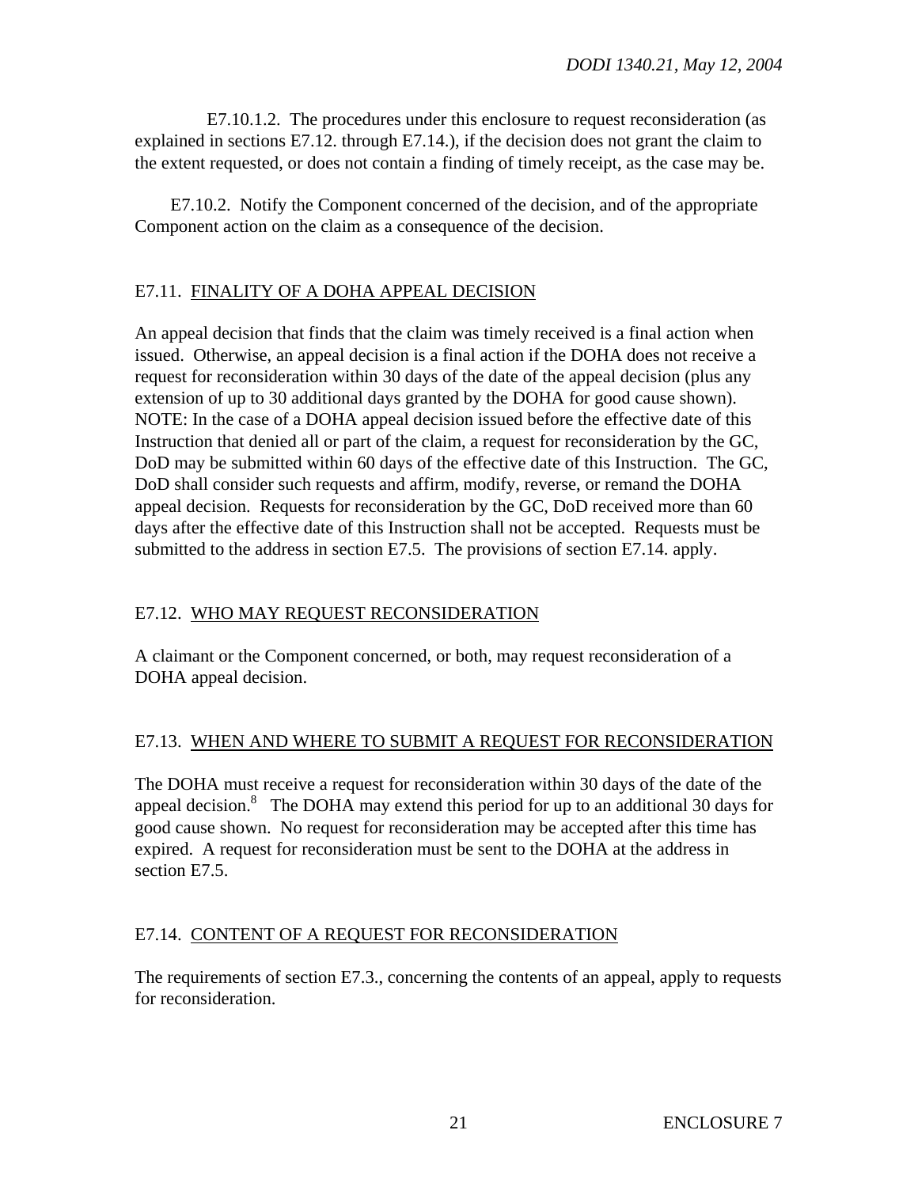E7.10.1.2. The procedures under this enclosure to request reconsideration (as explained in sections E7.12. through E7.14.), if the decision does not grant the claim to the extent requested, or does not contain a finding of timely receipt, as the case may be.

E7.10.2. Notify the Component concerned of the decision, and of the appropriate Component action on the claim as a consequence of the decision.

## E7.11. FINALITY OF A DOHA APPEAL DECISION

An appeal decision that finds that the claim was timely received is a final action when issued. Otherwise, an appeal decision is a final action if the DOHA does not receive a request for reconsideration within 30 days of the date of the appeal decision (plus any extension of up to 30 additional days granted by the DOHA for good cause shown). NOTE: In the case of a DOHA appeal decision issued before the effective date of this Instruction that denied all or part of the claim, a request for reconsideration by the GC, DoD may be submitted within 60 days of the effective date of this Instruction. The GC, DoD shall consider such requests and affirm, modify, reverse, or remand the DOHA appeal decision. Requests for reconsideration by the GC, DoD received more than 60 days after the effective date of this Instruction shall not be accepted. Requests must be submitted to the address in section E7.5. The provisions of section E7.14. apply.

## E7.12. WHO MAY REQUEST RECONSIDERATION

A claimant or the Component concerned, or both, may request reconsideration of a DOHA appeal decision.

## E7.13. WHEN AND WHERE TO SUBMIT A REQUEST FOR RECONSIDERATION

The DOHA must receive a request for reconsideration within 30 days of the date of the appeal decision.[8] The DOHA may extend this period for up to an additional 30 days for good cause shown. No request for reconsideration may be accepted after this time has expired. A request for reconsideration must be sent to the DOHA at the address in section E7.5.

## E7.14. CONTENT OF A REQUEST FOR RECONSIDERATION

The requirements of section E7.3., concerning the contents of an appeal, apply to requests for reconsideration.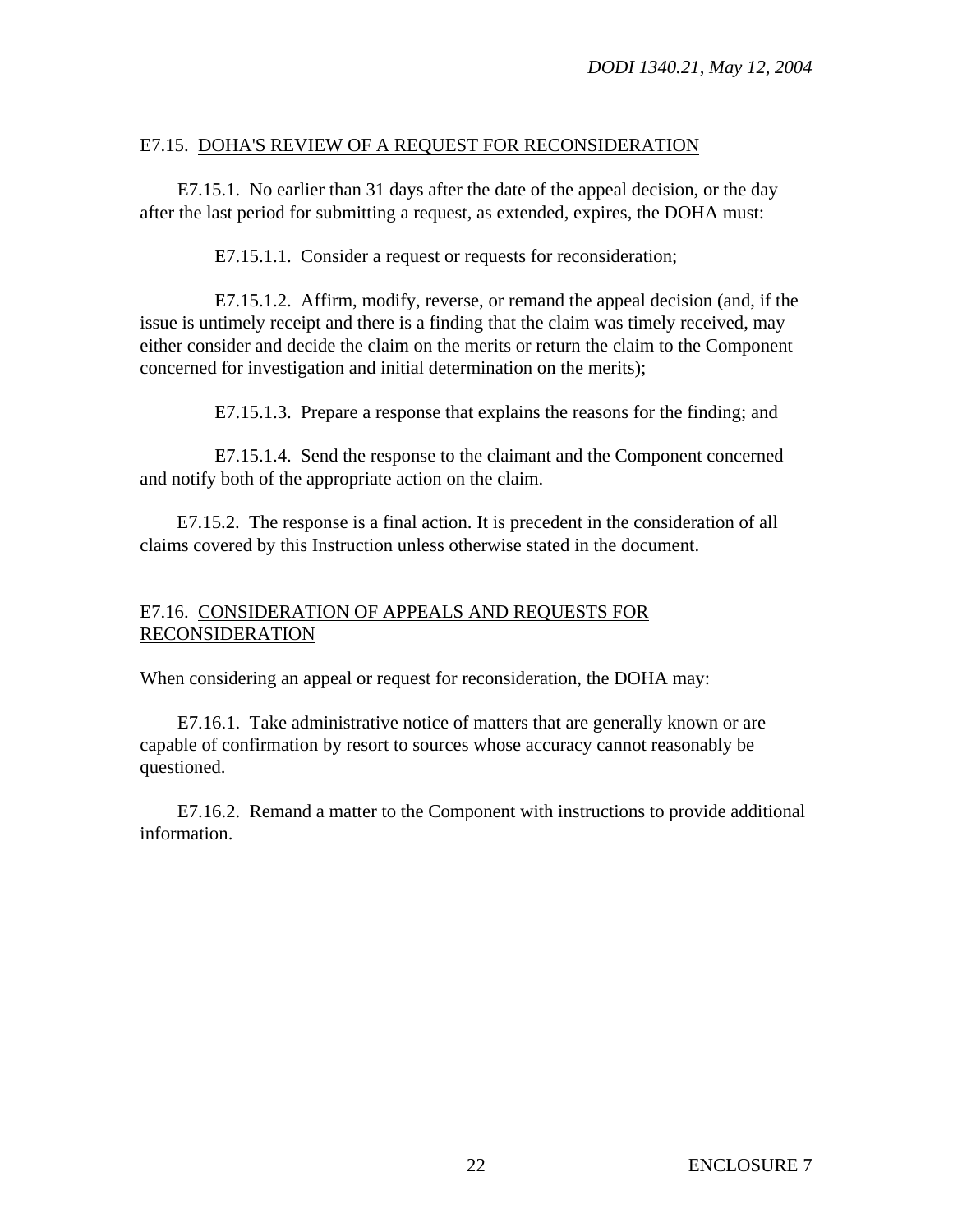## E7.15. DOHA'S REVIEW OF A REQUEST FOR RECONSIDERATION

E7.15.1. No earlier than 31 days after the date of the appeal decision, or the day after the last period for submitting a request, as extended, expires, the DOHA must:

E7.15.1.1. Consider a request or requests for reconsideration;

E7.15.1.2. Affirm, modify, reverse, or remand the appeal decision (and, if the issue is untimely receipt and there is a finding that the claim was timely received, may either consider and decide the claim on the merits or return the claim to the Component concerned for investigation and initial determination on the merits);

E7.15.1.3. Prepare a response that explains the reasons for the finding; and

E7.15.1.4. Send the response to the claimant and the Component concerned and notify both of the appropriate action on the claim.

E7.15.2. The response is a final action. It is precedent in the consideration of all claims covered by this Instruction unless otherwise stated in the document.

## E7.16. CONSIDERATION OF APPEALS AND REQUESTS FOR RECONSIDERATION

When considering an appeal or request for reconsideration, the DOHA may:

E7.16.1. Take administrative notice of matters that are generally known or are capable of confirmation by resort to sources whose accuracy cannot reasonably be questioned.

E7.16.2. Remand a matter to the Component with instructions to provide additional information.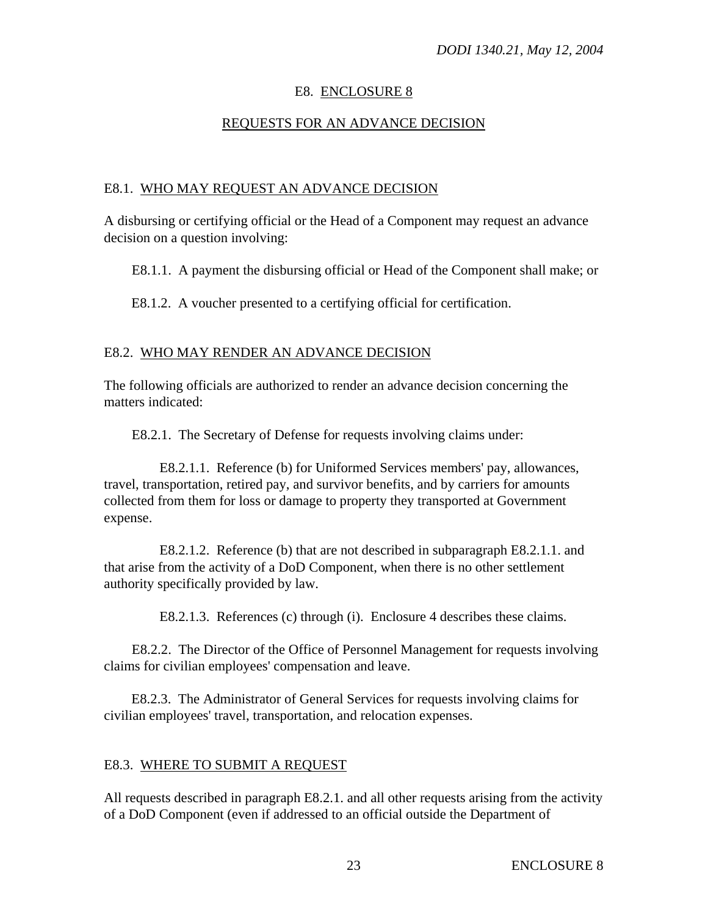## E8. ENCLOSURE 8

## REQUESTS FOR AN ADVANCE DECISION

### E8.1. WHO MAY REQUEST AN ADVANCE DECISION

A disbursing or certifying official or the Head of a Component may request an advance decision on a question involving:

E8.1.1. A payment the disbursing official or Head of the Component shall make; or

E8.1.2. A voucher presented to a certifying official for certification.

### E8.2. WHO MAY RENDER AN ADVANCE DECISION

The following officials are authorized to render an advance decision concerning the matters indicated:

E8.2.1. The Secretary of Defense for requests involving claims under:

E8.2.1.1. Reference (b) for Uniformed Services members' pay, allowances, travel, transportation, retired pay, and survivor benefits, and by carriers for amounts collected from them for loss or damage to property they transported at Government expense.

E8.2.1.2. Reference (b) that are not described in subparagraph E8.2.1.1. and that arise from the activity of a DoD Component, when there is no other settlement authority specifically provided by law.

E8.2.1.3. References (c) through (i). Enclosure 4 describes these claims.

E8.2.2. The Director of the Office of Personnel Management for requests involving claims for civilian employees' compensation and leave.

E8.2.3. The Administrator of General Services for requests involving claims for civilian employees' travel, transportation, and relocation expenses.

### E8.3. WHERE TO SUBMIT A REQUEST

All requests described in paragraph E8.2.1. and all other requests arising from the activity of a DoD Component (even if addressed to an official outside the Department of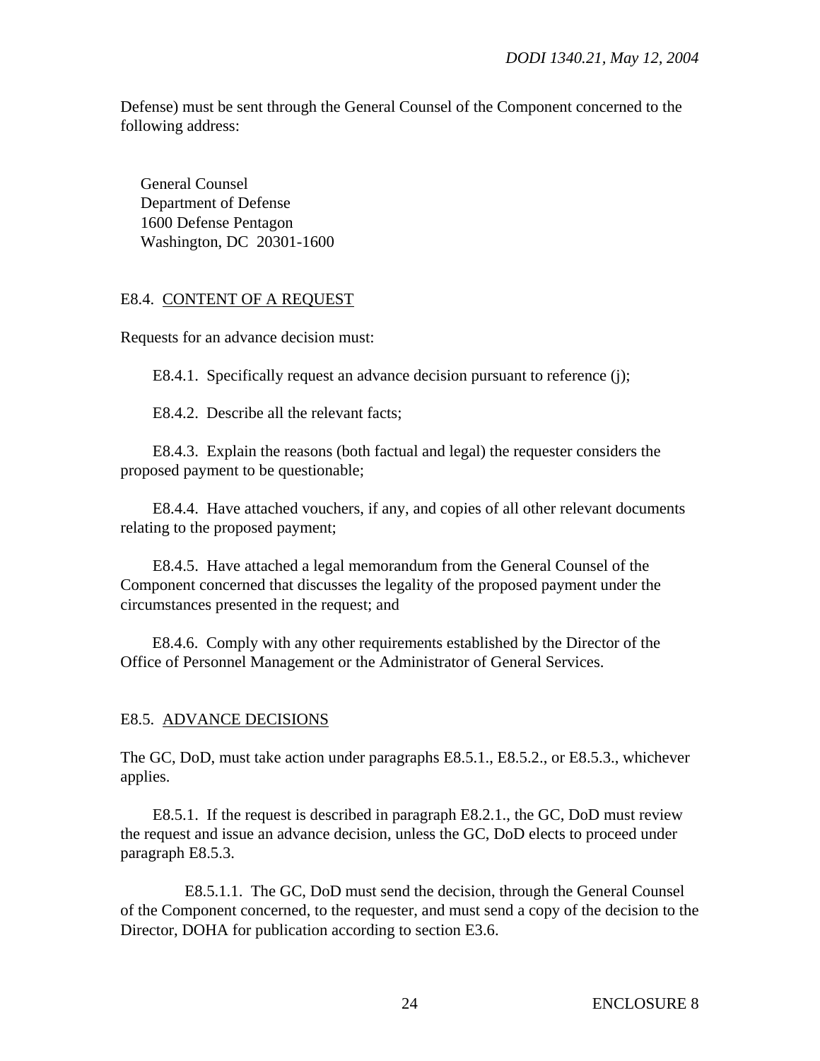Defense) must be sent through the General Counsel of the Component concerned to the following address:

General Counsel
Department of Defense
1600 Defense Pentagon
Washington, DC 20301-1600

## E8.4. CONTENT OF A REQUEST

Requests for an advance decision must:

E8.4.1. Specifically request an advance decision pursuant to reference (j);

E8.4.2. Describe all the relevant facts;

E8.4.3. Explain the reasons (both factual and legal) the requester considers the proposed payment to be questionable;

E8.4.4. Have attached vouchers, if any, and copies of all other relevant documents relating to the proposed payment;

E8.4.5. Have attached a legal memorandum from the General Counsel of the Component concerned that discusses the legality of the proposed payment under the circumstances presented in the request; and

E8.4.6. Comply with any other requirements established by the Director of the Office of Personnel Management or the Administrator of General Services.

## E8.5. ADVANCE DECISIONS

The GC, DoD, must take action under paragraphs E8.5.1., E8.5.2., or E8.5.3., whichever applies.

E8.5.1. If the request is described in paragraph E8.2.1., the GC, DoD must review the request and issue an advance decision, unless the GC, DoD elects to proceed under paragraph E8.5.3.

E8.5.1.1. The GC, DoD must send the decision, through the General Counsel of the Component concerned, to the requester, and must send a copy of the decision to the Director, DOHA for publication according to section E3.6.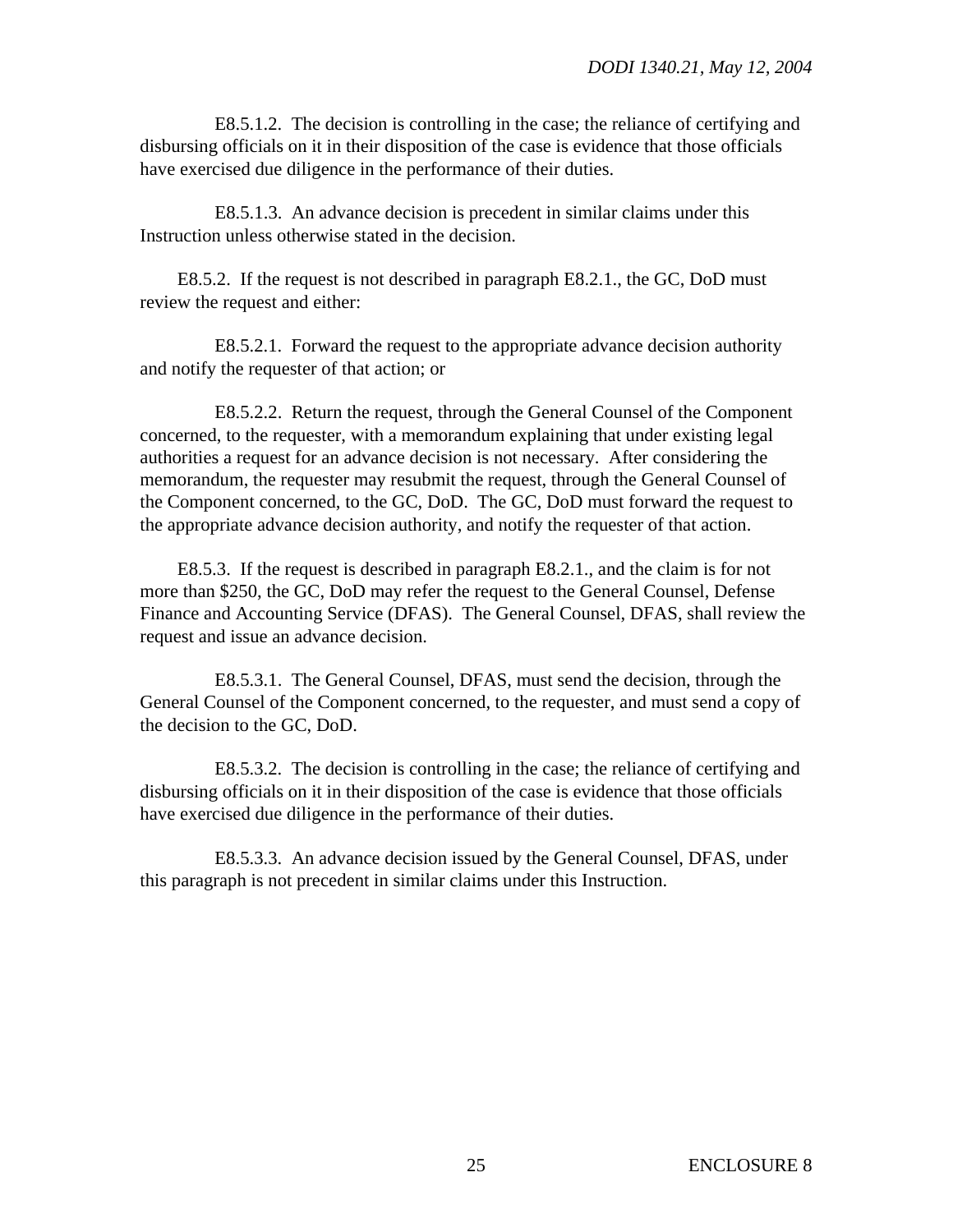E8.5.1.2. The decision is controlling in the case; the reliance of certifying and disbursing officials on it in their disposition of the case is evidence that those officials have exercised due diligence in the performance of their duties.

E8.5.1.3. An advance decision is precedent in similar claims under this Instruction unless otherwise stated in the decision.

E8.5.2. If the request is not described in paragraph E8.2.1., the GC, DoD must review the request and either:

E8.5.2.1. Forward the request to the appropriate advance decision authority and notify the requester of that action; or

E8.5.2.2. Return the request, through the General Counsel of the Component concerned, to the requester, with a memorandum explaining that under existing legal authorities a request for an advance decision is not necessary. After considering the memorandum, the requester may resubmit the request, through the General Counsel of the Component concerned, to the GC, DoD. The GC, DoD must forward the request to the appropriate advance decision authority, and notify the requester of that action.

E8.5.3. If the request is described in paragraph E8.2.1., and the claim is for not more than $250, the GC, DoD may refer the request to the General Counsel, Defense Finance and Accounting Service (DFAS). The General Counsel, DFAS, shall review the request and issue an advance decision.

E8.5.3.1. The General Counsel, DFAS, must send the decision, through the General Counsel of the Component concerned, to the requester, and must send a copy of the decision to the GC, DoD.

E8.5.3.2. The decision is controlling in the case; the reliance of certifying and disbursing officials on it in their disposition of the case is evidence that those officials have exercised due diligence in the performance of their duties.

E8.5.3.3. An advance decision issued by the General Counsel, DFAS, under this paragraph is not precedent in similar claims under this Instruction.